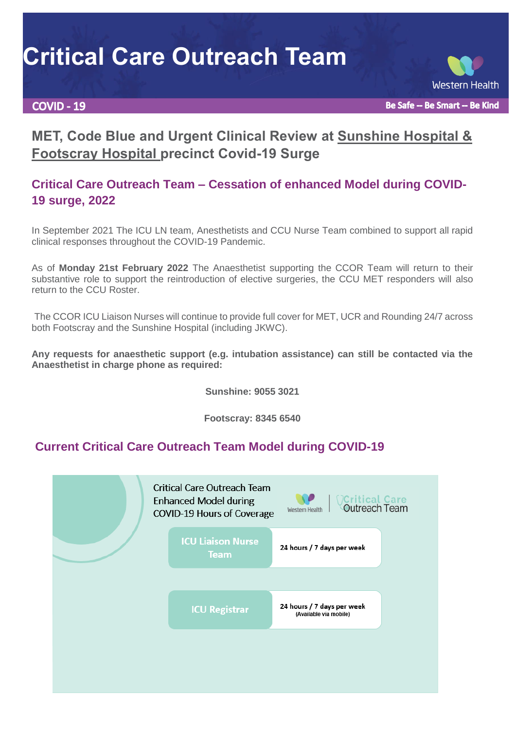# Critical Care Outreach Team

**COVID - 19**

**Be Safe -- Be Smart -- Be Kind**

## MET, Code Blue and Urgent Clinical Review at Sunshine Hospital & Footscray Hospital precinct Covid-19 Surge

### Critical Care Outreach Team – Cessation of enhanced Model during COVID-19 surge, 2022

In September 2021 The ICU LN team, Anesthetists and CCU Nurse Team combined to support all rapid clinical responses throughout the COVID-19 Pandemic.

As of **Monday 21st February 2022** The Anaesthetist supporting the CCOR Team will return to their substantive role to support the reintroduction of elective surgeries, the CCU MET responders will also return to the CCU Roster.

The CCOR ICU Liaison Nurses will continue to provide full cover for MET, UCR and Rounding 24/7 across both Footscray and the Sunshine Hospital (including JKWC).

**Any requests for anaesthetic support (e.g. intubation assistance) can still be contacted via the Anaesthetist in charge phone as required:**

**Sunshine: 9055 3021**

**Footscray: 8345 6540**

### Current Critical Care Outreach Team Model during COVID-19

Critical Care Outreach Team Enhanced Model during COVID-19 Hours of Coverage

Western Health | Critical Care Outreach Team

| | |
|---|---|
| ICU Liaison Nurse Team | 24 hours / 7 days per week |
| ICU Registrar | 24 hours / 7 days per week (Available via mobile) |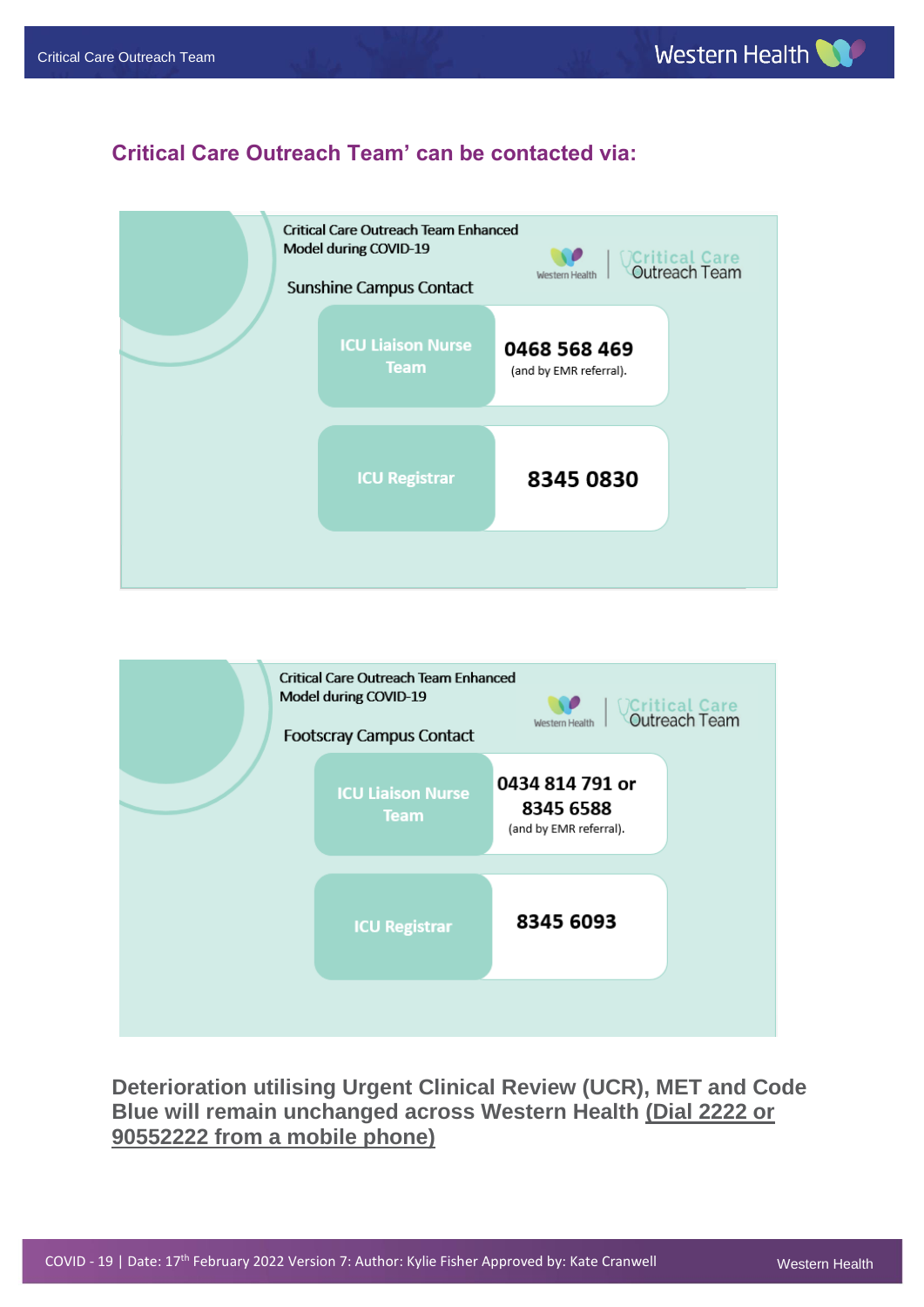## Critical Care Outreach Team' can be contacted via:

Critical Care Outreach Team Enhanced Model during COVID-19

Sunshine Campus Contact

| | |
|---|---|
| ICU Liaison Nurse Team | **0468 568 469** (and by EMR referral). |
| ICU Registrar | **8345 0830** |

Critical Care Outreach Team Enhanced Model during COVID-19

Footscray Campus Contact

| | |
|---|---|
| ICU Liaison Nurse Team | **0434 814 791 or 8345 6588** (and by EMR referral). |
| ICU Registrar | **8345 6093** |

**Deterioration utilising Urgent Clinical Review (UCR), MET and Code Blue will remain unchanged across Western Health <u>(Dial 2222 or 90552222 from a mobile phone)</u>**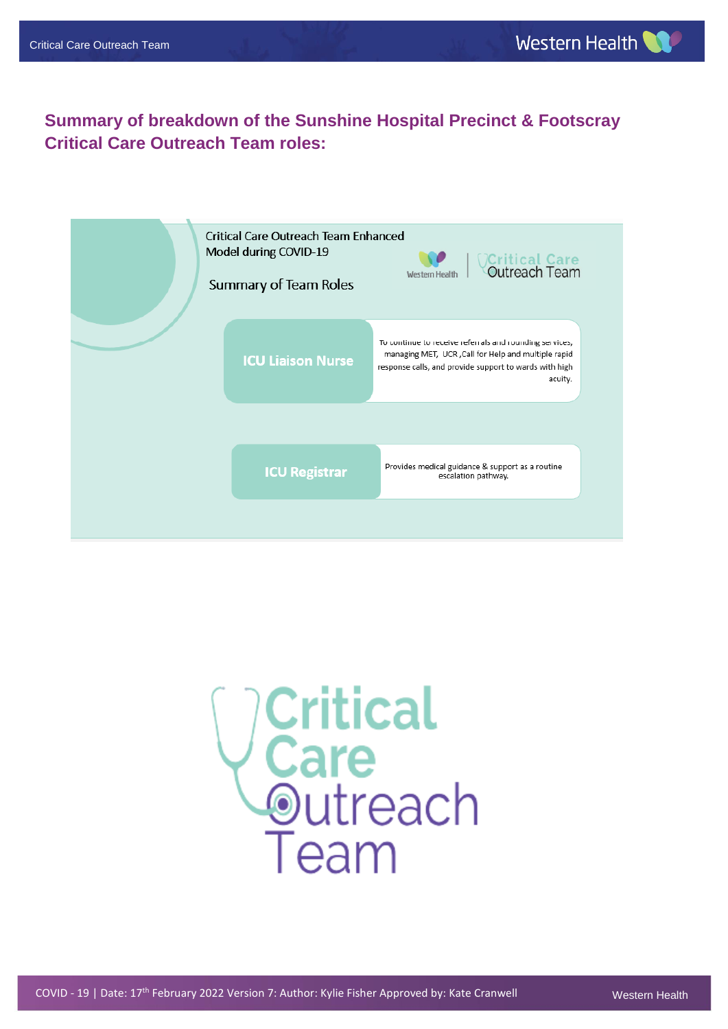## Summary of breakdown of the Sunshine Hospital Precinct & Footscray Critical Care Outreach Team roles:

Critical Care Outreach Team Enhanced Model during COVID-19

Summary of Team Roles

Western Health | Critical Care Outreach Team

| | |
|---|---|
| **ICU Liaison Nurse** | To continue to receive referrals and rounding services, managing MET, UCR ,Call for Help and multiple rapid response calls, and provide support to wards with high acuity. |
| **ICU Registrar** | Provides medical guidance & support as a routine escalation pathway. |

Critical Care Outreach Team